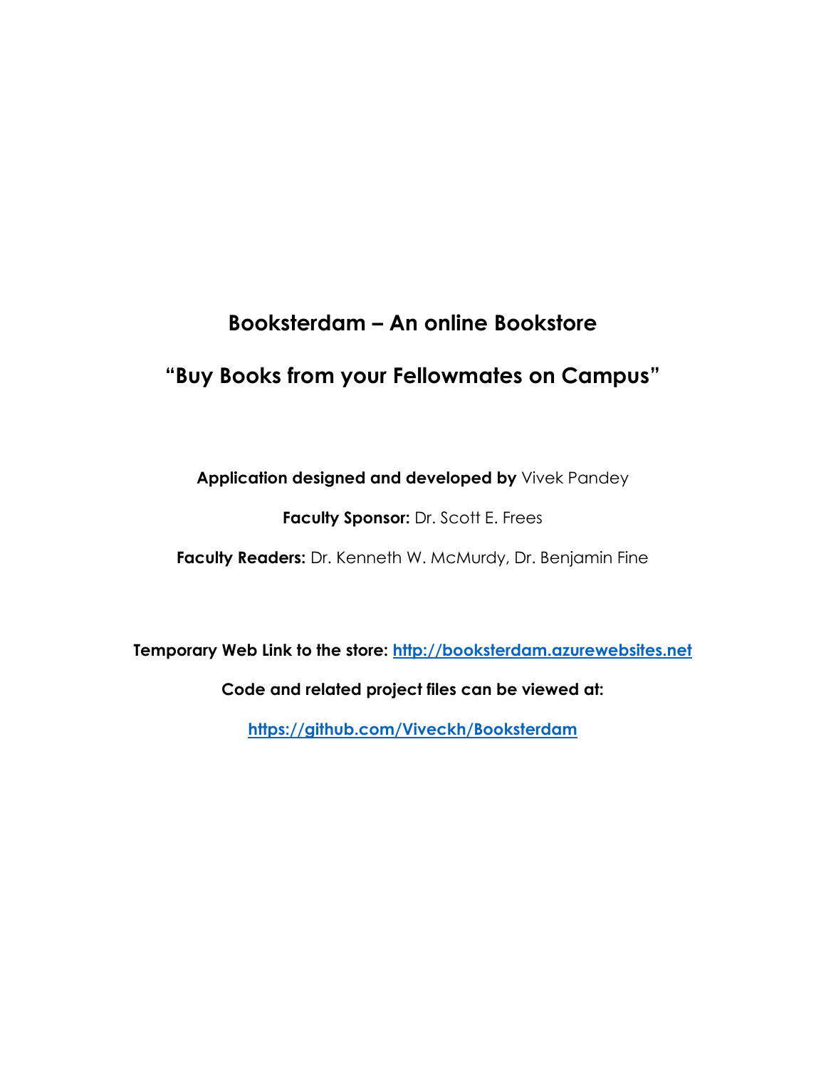# Booksterdam – An online Bookstore

## "Buy Books from your Fellowmates on Campus"

**Application designed and developed by** Vivek Pandey

**Faculty Sponsor:** Dr. Scott E. Frees

**Faculty Readers:** Dr. Kenneth W. McMurdy, Dr. Benjamin Fine

**Temporary Web Link to the store:** [http://booksterdam.azurewebsites.net](http://booksterdam.azurewebsites.net)

**Code and related project files can be viewed at:**

[https://github.com/Viveckh/Booksterdam](https://github.com/Viveckh/Booksterdam)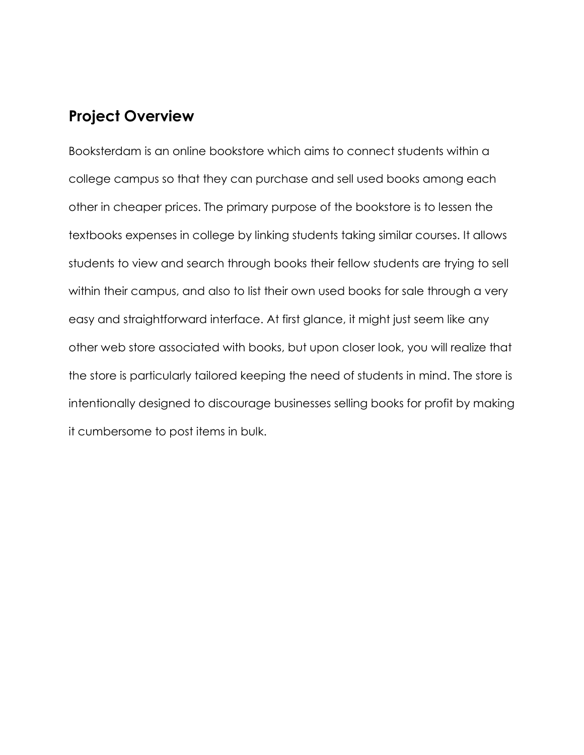## Project Overview

Booksterdam is an online bookstore which aims to connect students within a college campus so that they can purchase and sell used books among each other in cheaper prices. The primary purpose of the bookstore is to lessen the textbooks expenses in college by linking students taking similar courses. It allows students to view and search through books their fellow students are trying to sell within their campus, and also to list their own used books for sale through a very easy and straightforward interface. At first glance, it might just seem like any other web store associated with books, but upon closer look, you will realize that the store is particularly tailored keeping the need of students in mind. The store is intentionally designed to discourage businesses selling books for profit by making it cumbersome to post items in bulk.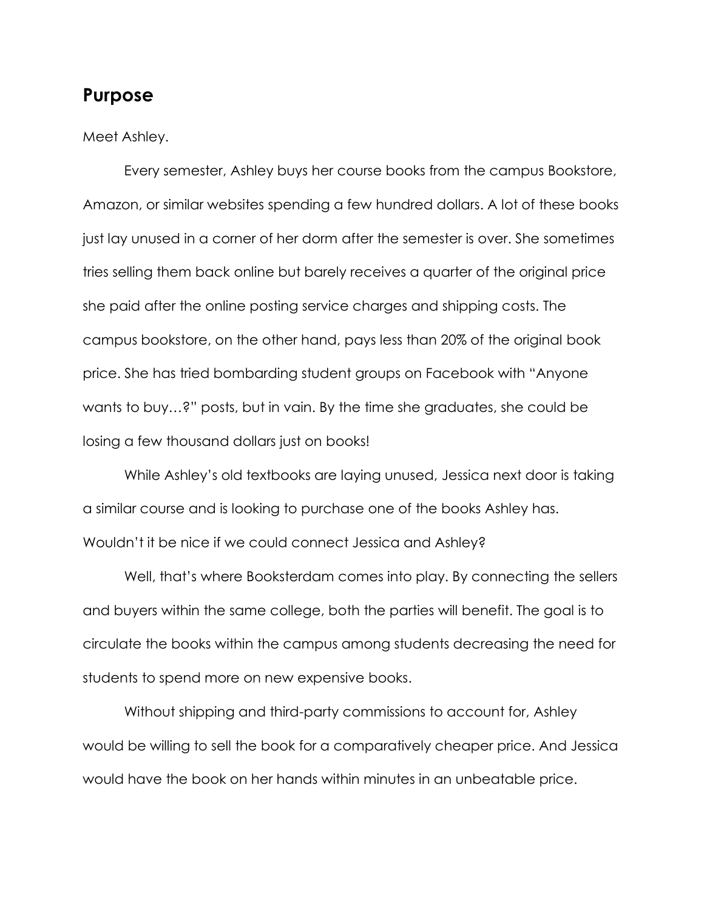## Purpose

Meet Ashley.

Every semester, Ashley buys her course books from the campus Bookstore, Amazon, or similar websites spending a few hundred dollars. A lot of these books just lay unused in a corner of her dorm after the semester is over. She sometimes tries selling them back online but barely receives a quarter of the original price she paid after the online posting service charges and shipping costs. The campus bookstore, on the other hand, pays less than 20% of the original book price. She has tried bombarding student groups on Facebook with "Anyone wants to buy…?" posts, but in vain. By the time she graduates, she could be losing a few thousand dollars just on books!

While Ashley's old textbooks are laying unused, Jessica next door is taking a similar course and is looking to purchase one of the books Ashley has. Wouldn't it be nice if we could connect Jessica and Ashley?

Well, that's where Booksterdam comes into play. By connecting the sellers and buyers within the same college, both the parties will benefit. The goal is to circulate the books within the campus among students decreasing the need for students to spend more on new expensive books.

Without shipping and third-party commissions to account for, Ashley would be willing to sell the book for a comparatively cheaper price. And Jessica would have the book on her hands within minutes in an unbeatable price.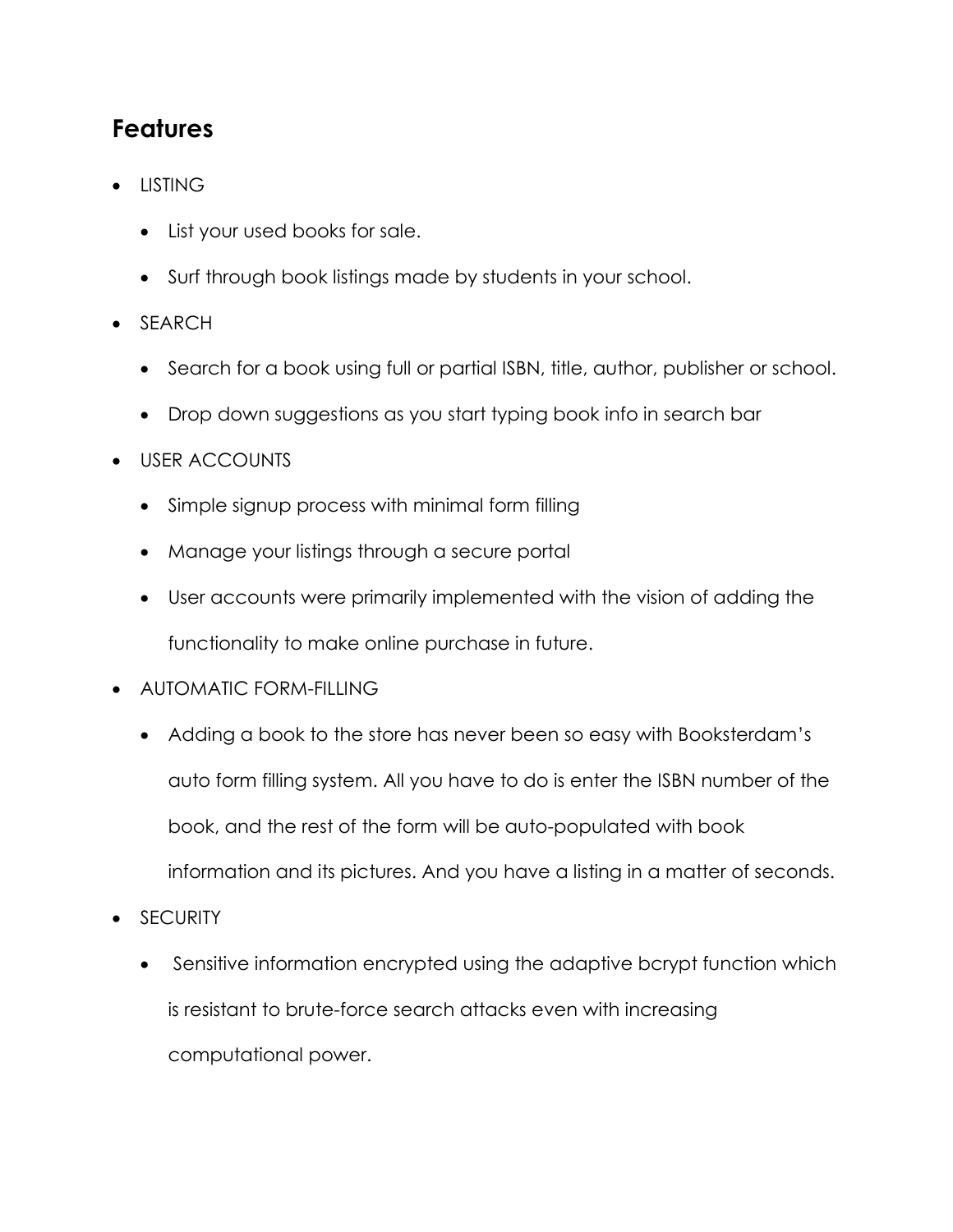## Features

- LISTING
  - List your used books for sale.
  - Surf through book listings made by students in your school.
- SEARCH
  - Search for a book using full or partial ISBN, title, author, publisher or school.
  - Drop down suggestions as you start typing book info in search bar
- USER ACCOUNTS
  - Simple signup process with minimal form filling
  - Manage your listings through a secure portal
  - User accounts were primarily implemented with the vision of adding the functionality to make online purchase in future.
- AUTOMATIC FORM-FILLING
  - Adding a book to the store has never been so easy with Booksterdam's auto form filling system. All you have to do is enter the ISBN number of the book, and the rest of the form will be auto-populated with book information and its pictures. And you have a listing in a matter of seconds.
- SECURITY
  - Sensitive information encrypted using the adaptive bcrypt function which is resistant to brute-force search attacks even with increasing computational power.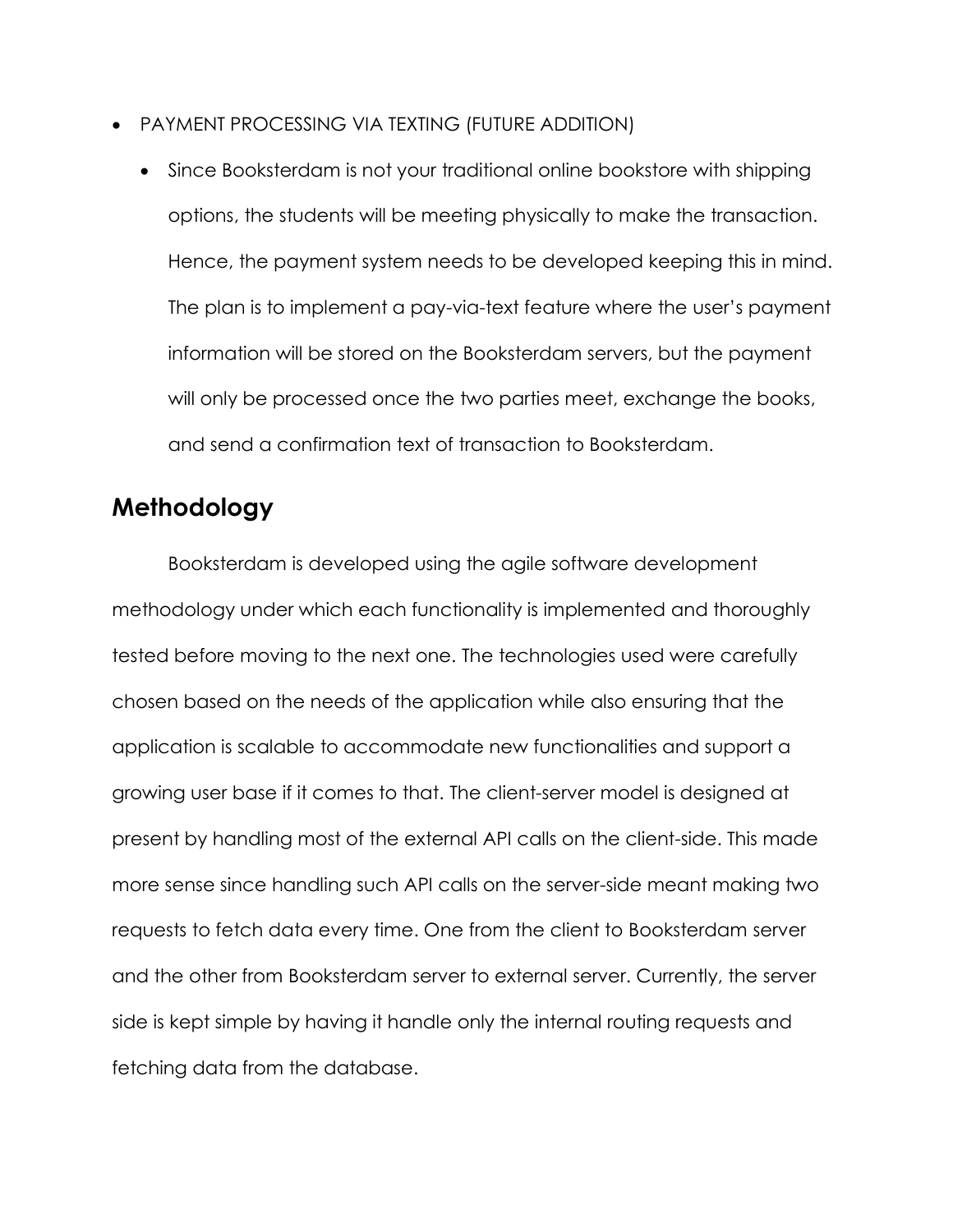- PAYMENT PROCESSING VIA TEXTING (FUTURE ADDITION)
  - Since Booksterdam is not your traditional online bookstore with shipping options, the students will be meeting physically to make the transaction. Hence, the payment system needs to be developed keeping this in mind. The plan is to implement a pay-via-text feature where the user's payment information will be stored on the Booksterdam servers, but the payment will only be processed once the two parties meet, exchange the books, and send a confirmation text of transaction to Booksterdam.

## Methodology

Booksterdam is developed using the agile software development methodology under which each functionality is implemented and thoroughly tested before moving to the next one. The technologies used were carefully chosen based on the needs of the application while also ensuring that the application is scalable to accommodate new functionalities and support a growing user base if it comes to that. The client-server model is designed at present by handling most of the external API calls on the client-side. This made more sense since handling such API calls on the server-side meant making two requests to fetch data every time. One from the client to Booksterdam server and the other from Booksterdam server to external server. Currently, the server side is kept simple by having it handle only the internal routing requests and fetching data from the database.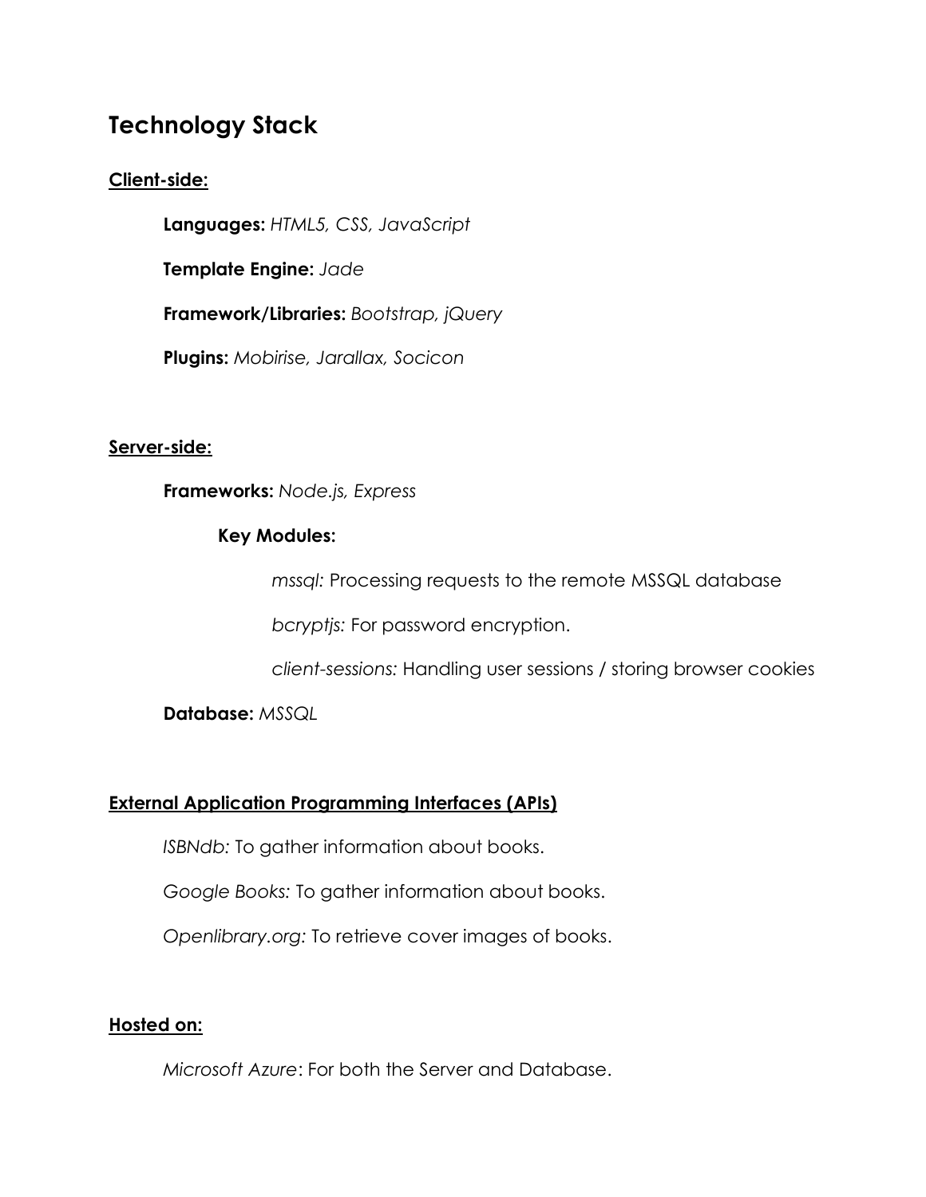# Technology Stack

**Client-side:**

**Languages:** *HTML5, CSS, JavaScript*

**Template Engine:** *Jade*

**Framework/Libraries:** *Bootstrap, jQuery*

**Plugins:** *Mobirise, Jarallax, Socicon*

**Server-side:**

**Frameworks:** *Node.js, Express*

**Key Modules:**

*mssql:* Processing requests to the remote MSSQL database

*bcryptjs:* For password encryption.

*client-sessions:* Handling user sessions / storing browser cookies

**Database:** *MSSQL*

**External Application Programming Interfaces (APIs)**

*ISBNdb:* To gather information about books.

*Google Books:* To gather information about books.

*Openlibrary.org:* To retrieve cover images of books.

**Hosted on:**

*Microsoft Azure*: For both the Server and Database.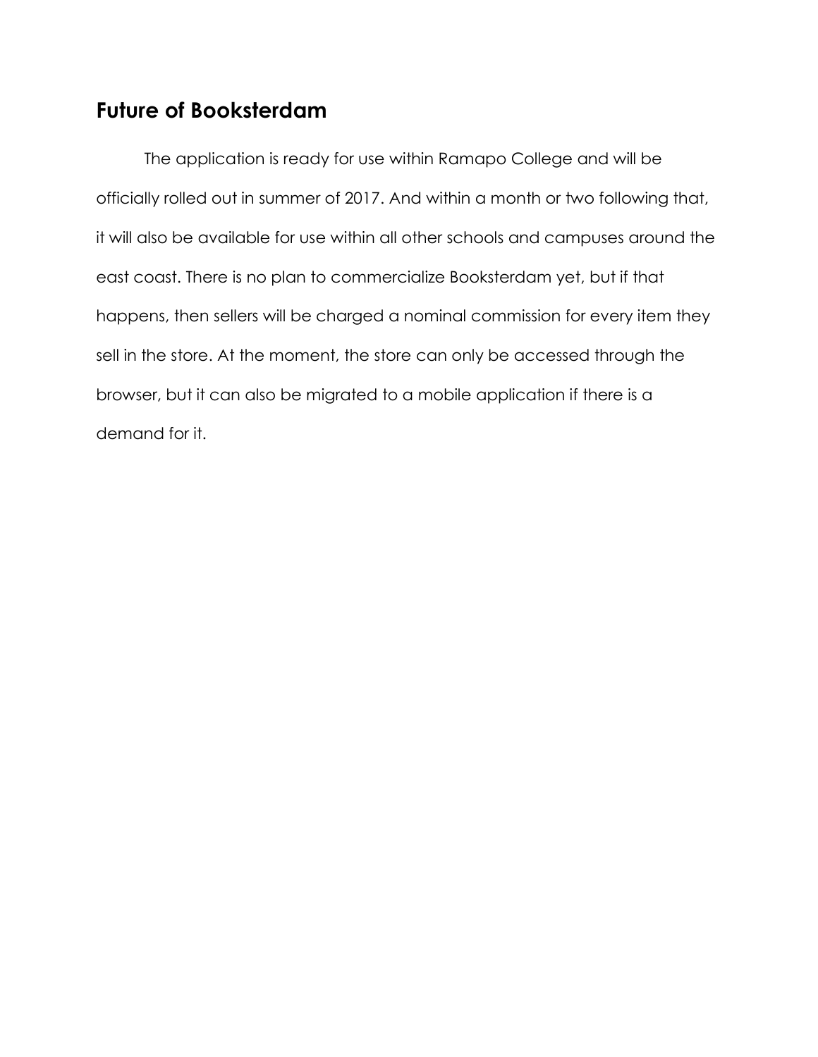## Future of Booksterdam

The application is ready for use within Ramapo College and will be officially rolled out in summer of 2017. And within a month or two following that, it will also be available for use within all other schools and campuses around the east coast. There is no plan to commercialize Booksterdam yet, but if that happens, then sellers will be charged a nominal commission for every item they sell in the store. At the moment, the store can only be accessed through the browser, but it can also be migrated to a mobile application if there is a demand for it.